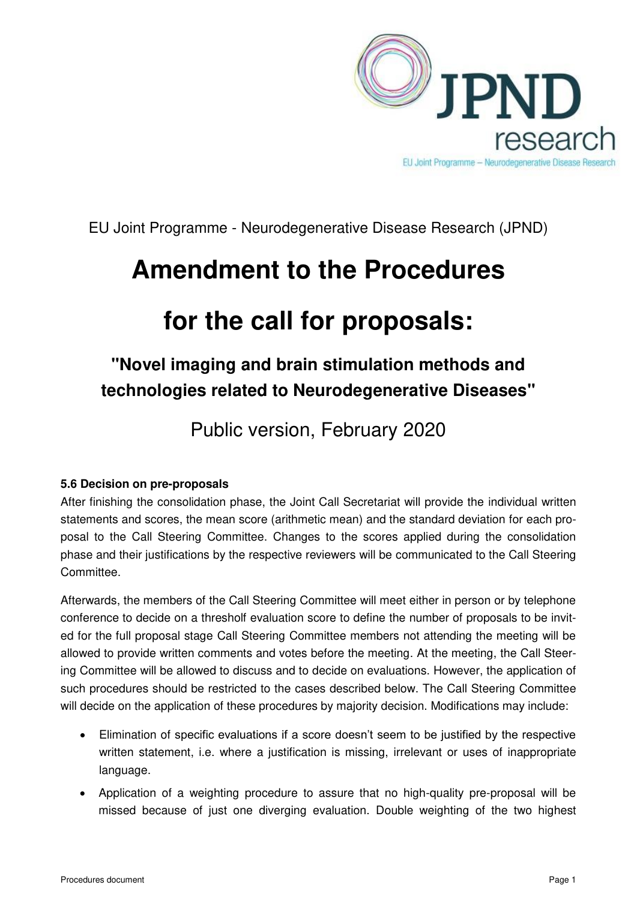EU Joint Programme - Neurodegenerative Disease Research (JPND)

# Amendment to the Procedures for the call for proposals:

## "Novel imaging and brain stimulation methods and technologies related to Neurodegenerative Diseases"

Public version, February 2020

### 5.6 Decision on pre-proposals

After finishing the consolidation phase, the Joint Call Secretariat will provide the individual written statements and scores, the mean score (arithmetic mean) and the standard deviation for each proposal to the Call Steering Committee. Changes to the scores applied during the consolidation phase and their justifications by the respective reviewers will be communicated to the Call Steering Committee.

Afterwards, the members of the Call Steering Committee will meet either in person or by telephone conference to decide on a threshoIf evaluation score to define the number of proposals to be invited for the full proposal stage Call Steering Committee members not attending the meeting will be allowed to provide written comments and votes before the meeting. At the meeting, the Call Steering Committee will be allowed to discuss and to decide on evaluations. However, the application of such procedures should be restricted to the cases described below. The Call Steering Committee will decide on the application of these procedures by majority decision. Modifications may include:

- Elimination of specific evaluations if a score doesn't seem to be justified by the respective written statement, i.e. where a justification is missing, irrelevant or uses of inappropriate language.
- Application of a weighting procedure to assure that no high-quality pre-proposal will be missed because of just one diverging evaluation. Double weighting of the two highest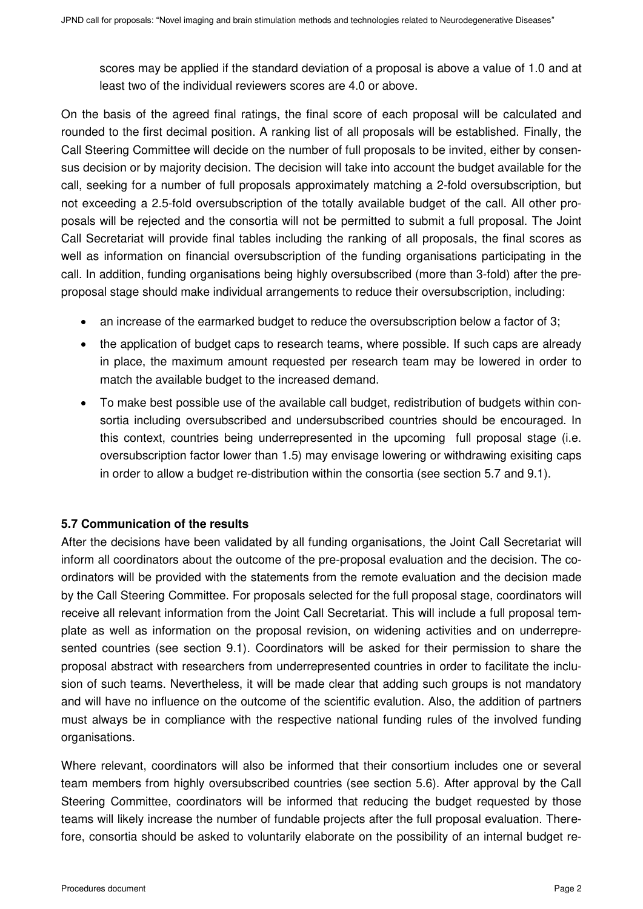scores may be applied if the standard deviation of a proposal is above a value of 1.0 and at least two of the individual reviewers scores are 4.0 or above.

On the basis of the agreed final ratings, the final score of each proposal will be calculated and rounded to the first decimal position. A ranking list of all proposals will be established. Finally, the Call Steering Committee will decide on the number of full proposals to be invited, either by consensus decision or by majority decision. The decision will take into account the budget available for the call, seeking for a number of full proposals approximately matching a 2-fold oversubscription, but not exceeding a 2.5-fold oversubscription of the totally available budget of the call. All other proposals will be rejected and the consortia will not be permitted to submit a full proposal. The Joint Call Secretariat will provide final tables including the ranking of all proposals, the final scores as well as information on financial oversubscription of the funding organisations participating in the call. In addition, funding organisations being highly oversubscribed (more than 3-fold) after the pre-proposal stage should make individual arrangements to reduce their oversubscription, including:

- an increase of the earmarked budget to reduce the oversubscription below a factor of 3;
- the application of budget caps to research teams, where possible. If such caps are already in place, the maximum amount requested per research team may be lowered in order to match the available budget to the increased demand.
- To make best possible use of the available call budget, redistribution of budgets within consortia including oversubscribed and undersubscribed countries should be encouraged. In this context, countries being underrepresented in the upcoming full proposal stage (i.e. oversubscription factor lower than 1.5) may envisage lowering or withdrawing exisiting caps in order to allow a budget re-distribution within the consortia (see section 5.7 and 9.1).

**5.7 Communication of the results**

After the decisions have been validated by all funding organisations, the Joint Call Secretariat will inform all coordinators about the outcome of the pre-proposal evaluation and the decision. The coordinators will be provided with the statements from the remote evaluation and the decision made by the Call Steering Committee. For proposals selected for the full proposal stage, coordinators will receive all relevant information from the Joint Call Secretariat. This will include a full proposal template as well as information on the proposal revision, on widening activities and on underrepresented countries (see section 9.1). Coordinators will be asked for their permission to share the proposal abstract with researchers from underrepresented countries in order to facilitate the inclusion of such teams. Nevertheless, it will be made clear that adding such groups is not mandatory and will have no influence on the outcome of the scientific evalution. Also, the addition of partners must always be in compliance with the respective national funding rules of the involved funding organisations.

Where relevant, coordinators will also be informed that their consortium includes one or several team members from highly oversubscribed countries (see section 5.6). After approval by the Call Steering Committee, coordinators will be informed that reducing the budget requested by those teams will likely increase the number of fundable projects after the full proposal evaluation. Therefore, consortia should be asked to voluntarily elaborate on the possibility of an internal budget re-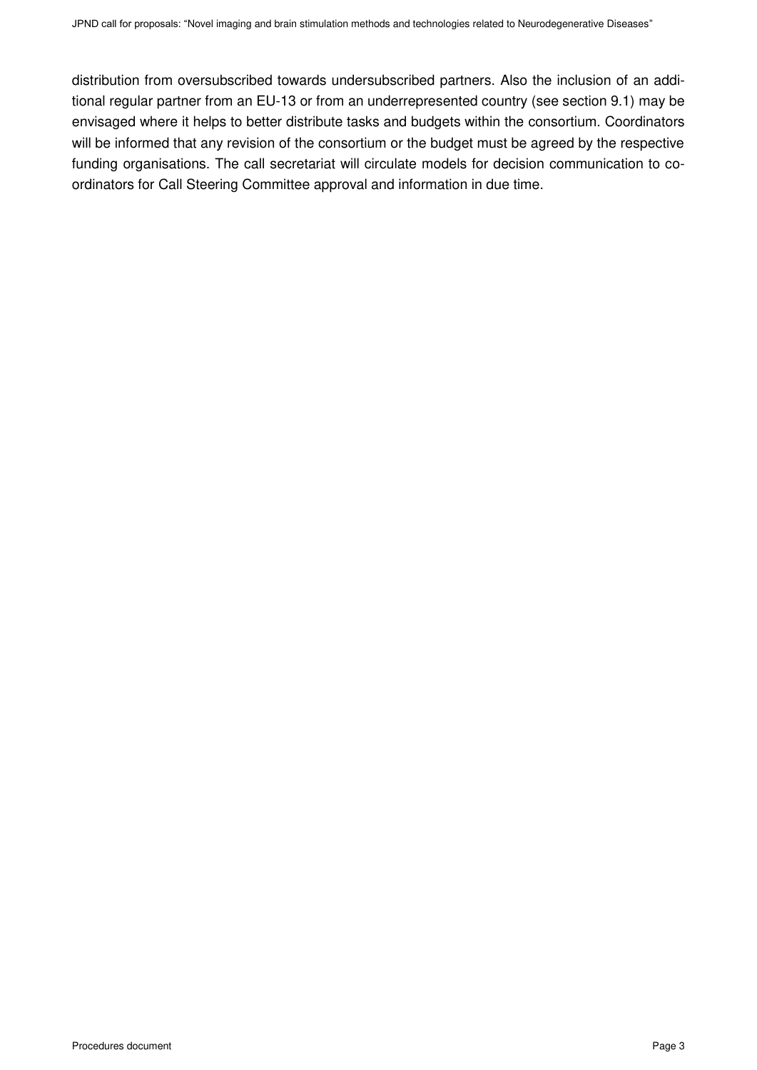distribution from oversubscribed towards undersubscribed partners. Also the inclusion of an additional regular partner from an EU-13 or from an underrepresented country (see section 9.1) may be envisaged where it helps to better distribute tasks and budgets within the consortium. Coordinators will be informed that any revision of the consortium or the budget must be agreed by the respective funding organisations. The call secretariat will circulate models for decision communication to coordinators for Call Steering Committee approval and information in due time.